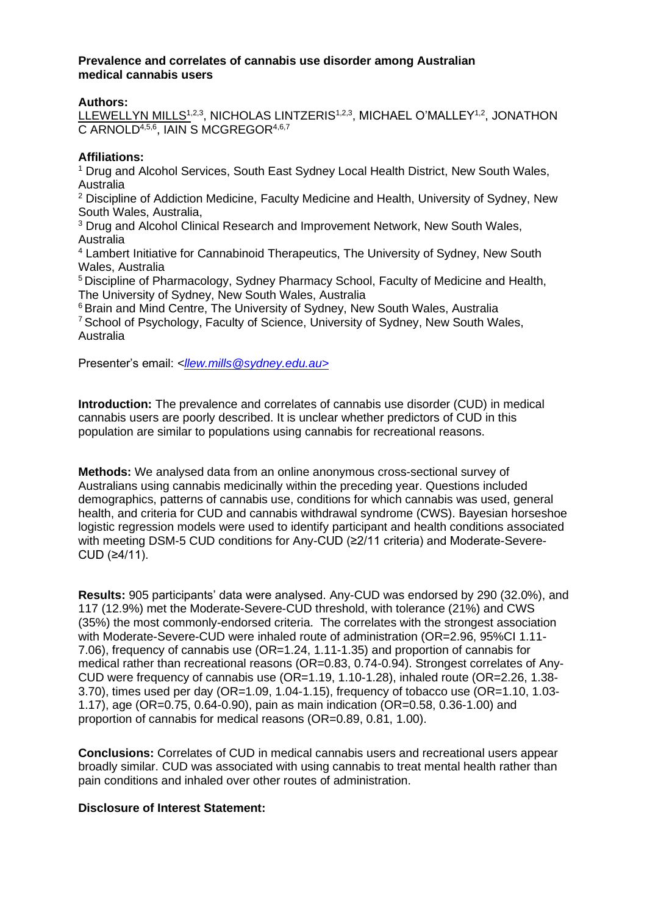**Prevalence and correlates of cannabis use disorder among Australian medical cannabis users**

**Authors:**

LLEWELLYN MILLS[1,2,3], NICHOLAS LINTZERIS[1,2,3], MICHAEL O'MALLEY[1,2], JONATHON C ARNOLD[4,5,6], IAIN S MCGREGOR[4,6,7]

**Affiliations:**

[1] Drug and Alcohol Services, South East Sydney Local Health District, New South Wales, Australia

[2] Discipline of Addiction Medicine, Faculty Medicine and Health, University of Sydney, New South Wales, Australia,

[3] Drug and Alcohol Clinical Research and Improvement Network, New South Wales, Australia

[4] Lambert Initiative for Cannabinoid Therapeutics, The University of Sydney, New South Wales, Australia

[5] Discipline of Pharmacology, Sydney Pharmacy School, Faculty of Medicine and Health, The University of Sydney, New South Wales, Australia

[6] Brain and Mind Centre, The University of Sydney, New South Wales, Australia

[7] School of Psychology, Faculty of Science, University of Sydney, New South Wales, Australia

Presenter's email: <llew.mills@sydney.edu.au>

**Introduction:** The prevalence and correlates of cannabis use disorder (CUD) in medical cannabis users are poorly described. It is unclear whether predictors of CUD in this population are similar to populations using cannabis for recreational reasons.

**Methods:** We analysed data from an online anonymous cross-sectional survey of Australians using cannabis medicinally within the preceding year. Questions included demographics, patterns of cannabis use, conditions for which cannabis was used, general health, and criteria for CUD and cannabis withdrawal syndrome (CWS). Bayesian horseshoe logistic regression models were used to identify participant and health conditions associated with meeting DSM-5 CUD conditions for Any-CUD (≥2/11 criteria) and Moderate-Severe-CUD (≥4/11).

**Results:** 905 participants' data were analysed. Any-CUD was endorsed by 290 (32.0%), and 117 (12.9%) met the Moderate-Severe-CUD threshold, with tolerance (21%) and CWS (35%) the most commonly-endorsed criteria. The correlates with the strongest association with Moderate-Severe-CUD were inhaled route of administration (OR=2.96, 95%CI 1.11-7.06), frequency of cannabis use (OR=1.24, 1.11-1.35) and proportion of cannabis for medical rather than recreational reasons (OR=0.83, 0.74-0.94). Strongest correlates of Any-CUD were frequency of cannabis use (OR=1.19, 1.10-1.28), inhaled route (OR=2.26, 1.38-3.70), times used per day (OR=1.09, 1.04-1.15), frequency of tobacco use (OR=1.10, 1.03-1.17), age (OR=0.75, 0.64-0.90), pain as main indication (OR=0.58, 0.36-1.00) and proportion of cannabis for medical reasons (OR=0.89, 0.81, 1.00).

**Conclusions:** Correlates of CUD in medical cannabis users and recreational users appear broadly similar. CUD was associated with using cannabis to treat mental health rather than pain conditions and inhaled over other routes of administration.

**Disclosure of Interest Statement:**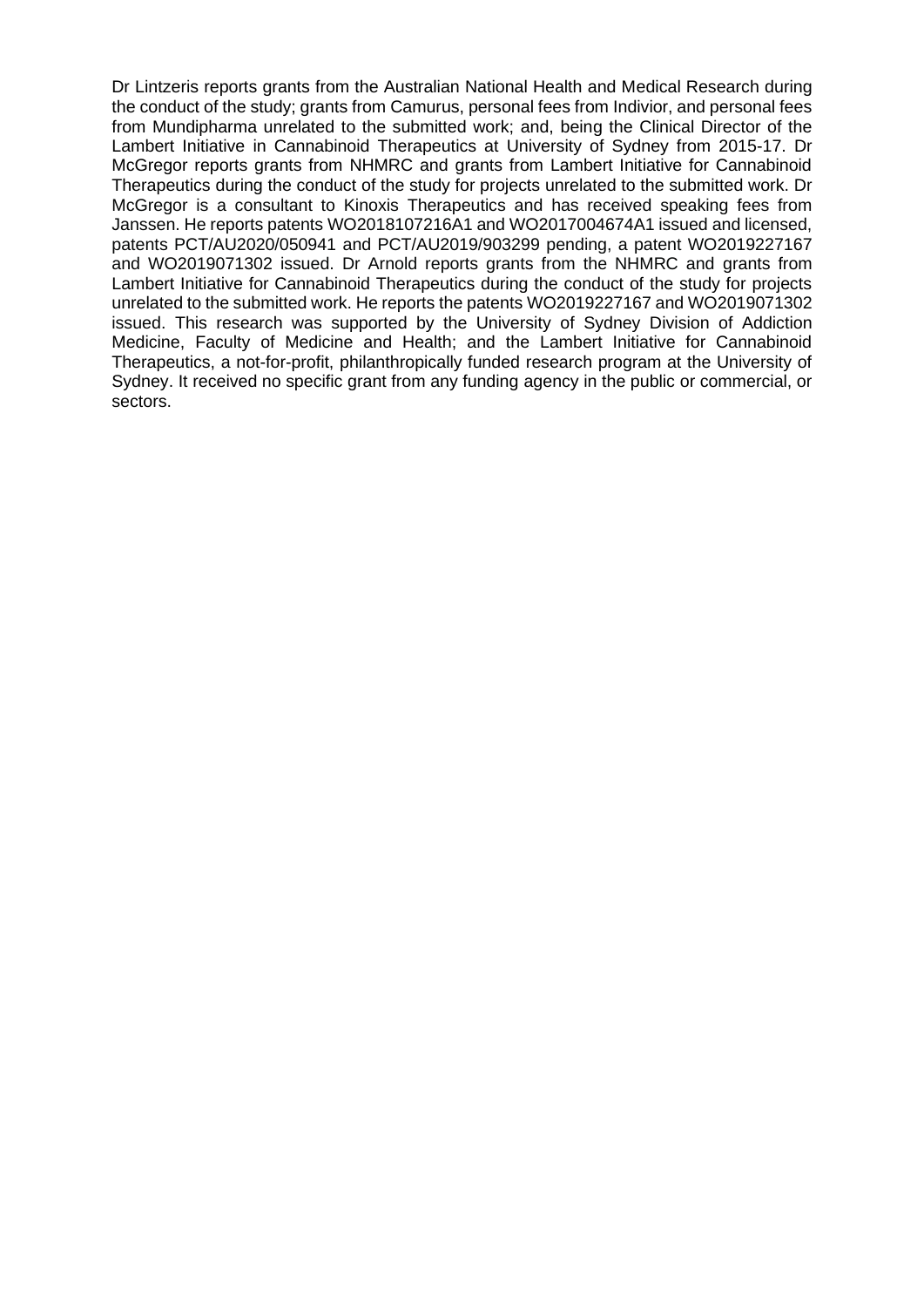Dr Lintzeris reports grants from the Australian National Health and Medical Research during the conduct of the study; grants from Camurus, personal fees from Indivior, and personal fees from Mundipharma unrelated to the submitted work; and, being the Clinical Director of the Lambert Initiative in Cannabinoid Therapeutics at University of Sydney from 2015-17. Dr McGregor reports grants from NHMRC and grants from Lambert Initiative for Cannabinoid Therapeutics during the conduct of the study for projects unrelated to the submitted work. Dr McGregor is a consultant to Kinoxis Therapeutics and has received speaking fees from Janssen. He reports patents WO2018107216A1 and WO2017004674A1 issued and licensed, patents PCT/AU2020/050941 and PCT/AU2019/903299 pending, a patent WO2019227167 and WO2019071302 issued. Dr Arnold reports grants from the NHMRC and grants from Lambert Initiative for Cannabinoid Therapeutics during the conduct of the study for projects unrelated to the submitted work. He reports the patents WO2019227167 and WO2019071302 issued. This research was supported by the University of Sydney Division of Addiction Medicine, Faculty of Medicine and Health; and the Lambert Initiative for Cannabinoid Therapeutics, a not-for-profit, philanthropically funded research program at the University of Sydney. It received no specific grant from any funding agency in the public or commercial, or sectors.